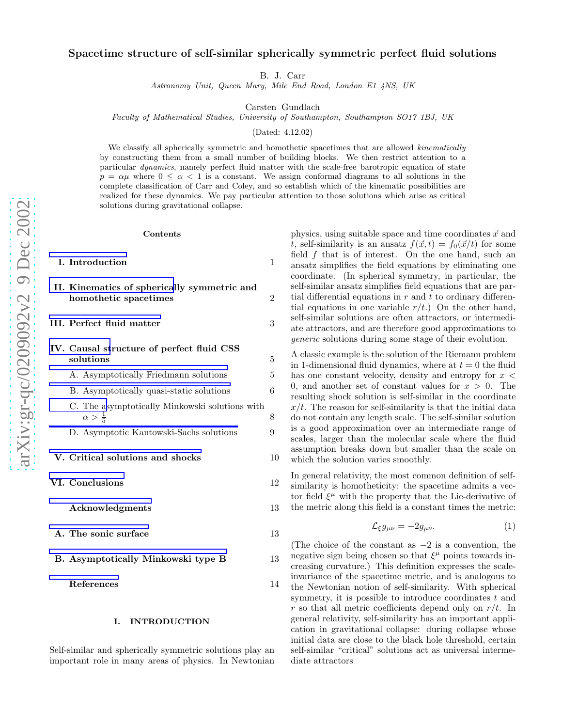# Spacetime structure of self-similar spherically symmetric perfect fluid solutions

B. J. Carr

*Astronomy Unit, Queen Mary, Mile End Road, London E1 4NS, UK*

Carsten Gundlach

*Faculty of Mathematical Studies, University of Southampton, Southampton SO17 1BJ, UK*

(Dated: 4.12.02)

We classify all spherically symmetric and homothetic spacetimes that are allowed *kinematically* by constructing them from a small number of building blocks. We then restrict attention to a particular *dynamics*, namely perfect fluid matter with the scale-free barotropic equation of state $p = \alpha\mu$ where $0 \le \alpha < 1$ is a constant. We assign conformal diagrams to all solutions in the complete classification of Carr and Coley, and so establish which of the kinematic possibilities are realized for these dynamics. We pay particular attention to those solutions which arise as critical solutions during gravitational collapse.

**Contents**

| | |
|---|---|
| **I. Introduction** | 1 |
| **II. Kinematics of spherically symmetric and homothetic spacetimes** | 2 |
| **III. Perfect fluid matter** | 3 |
| **IV. Causal structure of perfect fluid CSS solutions** | 5 |
| A. Asymptotically Friedmann solutions | 5 |
| B. Asymptotically quasi-static solutions | 6 |
| C. The asymptotically Minkowski solutions with $\alpha > \frac{1}{5}$ | 8 |
| D. Asymptotic Kantowski-Sachs solutions | 9 |
| **V. Critical solutions and shocks** | 10 |
| **VI. Conclusions** | 12 |
| **Acknowledgments** | 13 |
| **A. The sonic surface** | 13 |
| **B. Asymptotically Minkowski type B** | 13 |
| **References** | 14 |

## I. INTRODUCTION

Self-similar and spherically symmetric solutions play an important role in many areas of physics. In Newtonian physics, using suitable space and time coordinates $\vec{x}$ and $t$, self-similarity is an ansatz $f(\vec{x}, t) = f_0(\vec{x}/t)$ for some field $f$ that is of interest. On the one hand, such an ansatz simplifies the field equations by eliminating one coordinate. (In spherical symmetry, in particular, the self-similar ansatz simplifies field equations that are partial differential equations in $r$ and $t$ to ordinary differential equations in one variable $r/t$.) On the other hand, self-similar solutions are often attractors, or intermediate attractors, and are therefore good approximations to *generic* solutions during some stage of their evolution.

A classic example is the solution of the Riemann problem in 1-dimensional fluid dynamics, where at $t = 0$ the fluid has one constant velocity, density and entropy for $x < 0$, and another set of constant values for $x > 0$. The resulting shock solution is self-similar in the coordinate $x/t$. The reason for self-similarity is that the initial data do not contain any length scale. The self-similar solution is a good approximation over an intermediate range of scales, larger than the molecular scale where the fluid assumption breaks down but smaller than the scale on which the solution varies smoothly.

In general relativity, the most common definition of self-similarity is homotheticity: the spacetime admits a vector field $\xi^\mu$ with the property that the Lie-derivative of the metric along this field is a constant times the metric:

$$\mathcal{L}_\xi g_{\mu\nu} = -2g_{\mu\nu}. \tag{1}$$

(The choice of the constant as $-2$ is a convention, the negative sign being chosen so that $\xi^\mu$ points towards increasing curvature.) This definition expresses the scale-invariance of the spacetime metric, and is analogous to the Newtonian notion of self-similarity. With spherical symmetry, it is possible to introduce coordinates $t$ and $r$ so that all metric coefficients depend only on $r/t$. In general relativity, self-similarity has an important application in gravitational collapse: during collapse whose initial data are close to the black hole threshold, certain self-similar "critical" solutions act as universal intermediate attractors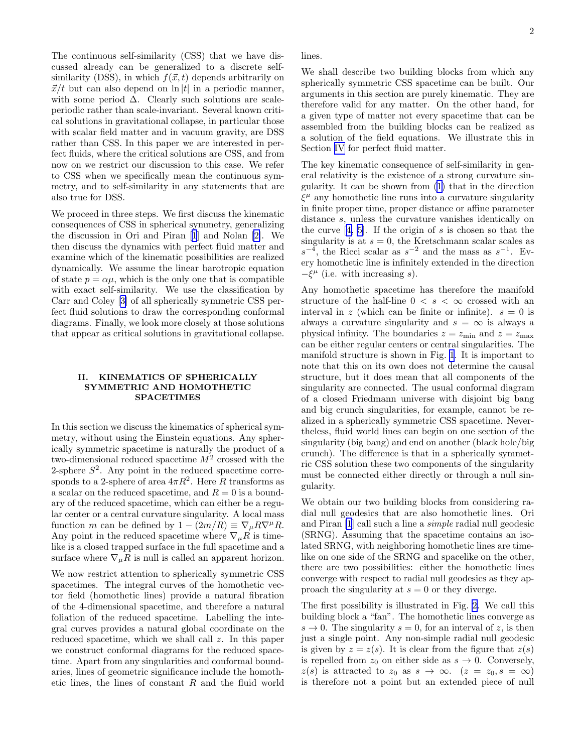The continuous self-similarity (CSS) that we have discussed already can be generalized to a discrete self-similarity (DSS), in which $f(\vec{x}, t)$ depends arbitrarily on $\vec{x}/t$ but can also depend on $\ln |t|$ in a periodic manner, with some period $\Delta$. Clearly such solutions are scale-periodic rather than scale-invariant. Several known critical solutions in gravitational collapse, in particular those with scalar field matter and in vacuum gravity, are DSS rather than CSS. In this paper we are interested in perfect fluids, where the critical solutions are CSS, and from now on we restrict our discussion to this case. We refer to CSS when we specifically mean the continuous symmetry, and to self-similarity in any statements that are also true for DSS.

We proceed in three steps. We first discuss the kinematic consequences of CSS in spherical symmetry, generalizing the discussion in Ori and Piran [1] and Nolan [2]. We then discuss the dynamics with perfect fluid matter and examine which of the kinematic possibilities are realized dynamically. We assume the linear barotropic equation of state $p = \alpha\mu$, which is the only one that is compatible with exact self-similarity. We use the classification by Carr and Coley [3] of all spherically symmetric CSS perfect fluid solutions to draw the corresponding conformal diagrams. Finally, we look more closely at those solutions that appear as critical solutions in gravitational collapse.

## II. KINEMATICS OF SPHERICALLY SYMMETRIC AND HOMOTHETIC SPACETIMES

In this section we discuss the kinematics of spherical symmetry, without using the Einstein equations. Any spherically symmetric spacetime is naturally the product of a two-dimensional reduced spacetime $M^2$ crossed with the 2-sphere $S^2$. Any point in the reduced spacetime corresponds to a 2-sphere of area $4\pi R^2$. Here $R$ transforms as a scalar on the reduced spacetime, and $R = 0$ is a boundary of the reduced spacetime, which can either be a regular center or a central curvature singularity. A local mass function $m$ can be defined by $1 - (2m/R) \equiv \nabla_\mu R \nabla^\mu R$. Any point in the reduced spacetime where $\nabla_\mu R$ is timelike is a closed trapped surface in the full spacetime and a surface where $\nabla_\mu R$ is null is called an apparent horizon.

We now restrict attention to spherically symmetric CSS spacetimes. The integral curves of the homothetic vector field (homothetic lines) provide a natural fibration of the 4-dimensional spacetime, and therefore a natural foliation of the reduced spacetime. Labelling the integral curves provides a natural global coordinate on the reduced spacetime, which we shall call $z$. In this paper we construct conformal diagrams for the reduced spacetime. Apart from any singularities and conformal boundaries, lines of geometric significance include the homothetic lines, the lines of constant $R$ and the fluid world lines.

We shall describe two building blocks from which any spherically symmetric CSS spacetime can be built. Our arguments in this section are purely kinematic. They are therefore valid for any matter. On the other hand, for a given type of matter not every spacetime that can be assembled from the building blocks can be realized as a solution of the field equations. We illustrate this in Section IV for perfect fluid matter.

The key kinematic consequence of self-similarity in general relativity is the existence of a strong curvature singularity. It can be shown from (1) that in the direction $\xi^\mu$ any homothetic line runs into a curvature singularity in finite proper time, proper distance or affine parameter distance $s$, unless the curvature vanishes identically on the curve [4, 5]. If the origin of $s$ is chosen so that the singularity is at $s = 0$, the Kretschmann scalar scales as $s^{-4}$, the Ricci scalar as $s^{-2}$ and the mass as $s^{-1}$. Every homothetic line is infinitely extended in the direction $-\xi^\mu$ (i.e. with increasing $s$).

Any homothetic spacetime has therefore the manifold structure of the half-line $0 < s < \infty$ crossed with an interval in $z$ (which can be finite or infinite). $s = 0$ is always a curvature singularity and $s = \infty$ is always a physical infinity. The boundaries $z = z_{\rm min}$ and $z = z_{\rm max}$ can be either regular centers or central singularities. The manifold structure is shown in Fig. 1. It is important to note that this on its own does not determine the causal structure, but it does mean that all components of the singularity are connected. The usual conformal diagram of a closed Friedmann universe with disjoint big bang and big crunch singularities, for example, cannot be realized in a spherically symmetric CSS spacetime. Nevertheless, fluid world lines can begin on one section of the singularity (big bang) and end on another (black hole/big crunch). The difference is that in a spherically symmetric CSS solution these two components of the singularity must be connected either directly or through a null singularity.

We obtain our two building blocks from considering radial null geodesics that are also homothetic lines. Ori and Piran [1] call such a line a *simple* radial null geodesic (SRNG). Assuming that the spacetime contains an isolated SRNG, with neighboring homothetic lines are timelike on one side of the SRNG and spacelike on the other, there are two possibilities: either the homothetic lines converge with respect to radial null geodesics as they approach the singularity at $s = 0$ or they diverge.

The first possibility is illustrated in Fig. 2. We call this building block a "fan". The homothetic lines converge as $s \to 0$. The singularity $s = 0$, for an interval of $z$, is then just a single point. Any non-simple radial null geodesic is given by $z = z(s)$. It is clear from the figure that $z(s)$ is repelled from $z_0$ on either side as $s \to 0$. Conversely, $z(s)$ is attracted to $z_0$ as $s \to \infty$. $(z = z_0, s = \infty)$ is therefore not a point but an extended piece of null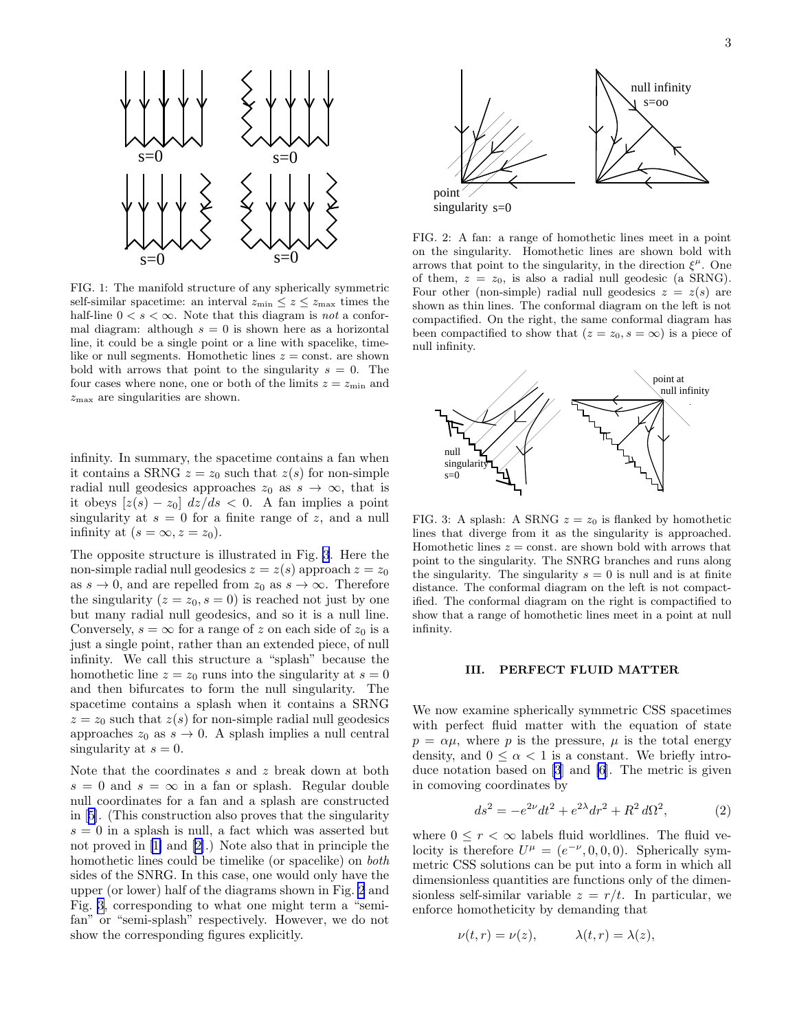FIG. 1: The manifold structure of any spherically symmetric self-similar spacetime: an interval $z_{\rm min} \le z \le z_{\rm max}$ times the half-line $0 < s < \infty$. Note that this diagram is *not* a conformal diagram: although $s = 0$ is shown here as a horizontal line, it could be a single point or a line with spacelike, timelike or null segments. Homothetic lines $z = $ const. are shown bold with arrows that point to the singularity $s = 0$. The four cases where none, one or both of the limits $z = z_{\rm min}$ and $z_{\rm max}$ are singularities are shown.

infinity. In summary, the spacetime contains a fan when it contains a SRNG $z = z_0$ such that $z(s)$ for non-simple radial null geodesics approaches $z_0$ as $s \to \infty$, that is it obeys $[z(s) - z_0]\, dz/ds < 0$. A fan implies a point singularity at $s = 0$ for a finite range of $z$, and a null infinity at $(s = \infty, z = z_0)$.

The opposite structure is illustrated in Fig. 3. Here the non-simple radial null geodesics $z = z(s)$ approach $z = z_0$ as $s \to 0$, and are repelled from $z_0$ as $s \to \infty$. Therefore the singularity $(z = z_0, s = 0)$ is reached not just by one but many radial null geodesics, and so it is a null line. Conversely, $s = \infty$ for a range of $z$ on each side of $z_0$ is a just a single point, rather than an extended piece, of null infinity. We call this structure a "splash" because the homothetic line $z = z_0$ runs into the singularity at $s = 0$ and then bifurcates to form the null singularity. The spacetime contains a splash when it contains a SRNG $z = z_0$ such that $z(s)$ for non-simple radial null geodesics approaches $z_0$ as $s \to 0$. A splash implies a null central singularity at $s = 0$.

Note that the coordinates $s$ and $z$ break down at both $s = 0$ and $s = \infty$ in a fan or splash. Regular double null coordinates for a fan and a splash are constructed in [5]. (This construction also proves that the singularity $s = 0$ in a splash is null, a fact which was asserted but not proved in [1] and [2].) Note also that in principle the homothetic lines could be timelike (or spacelike) on *both* sides of the SRNG. In this case, one would only have the upper (or lower) half of the diagrams shown in Fig. 2 and Fig. 3, corresponding to what one might term a "semi-fan" or "semi-splash" respectively. However, we do not show the corresponding figures explicitly.

FIG. 2: A fan: a range of homothetic lines meet in a point on the singularity. Homothetic lines are shown bold with arrows that point to the singularity, in the direction $\xi^\mu$. One of them, $z = z_0$, is also a radial null geodesic (a SRNG). Four other (non-simple) radial null geodesics $z = z(s)$ are shown as thin lines. The conformal diagram on the left is not compactified. On the right, the same conformal diagram has been compactified to show that $(z = z_0, s = \infty)$ is a piece of null infinity.

FIG. 3: A splash: A SRNG $z = z_0$ is flanked by homothetic lines that diverge from it as the singularity is approached. Homothetic lines $z = $ const. are shown bold with arrows that point to the singularity. The SNRG branches and runs along the singularity. The singularity $s = 0$ is null and is at finite distance. The conformal diagram on the left is not compactified. The conformal diagram on the right is compactified to show that a range of homothetic lines meet in a point at null infinity.

## III. PERFECT FLUID MATTER

We now examine spherically symmetric CSS spacetimes with perfect fluid matter with the equation of state $p = \alpha\mu$, where $p$ is the pressure, $\mu$ is the total energy density, and $0 \le \alpha < 1$ is a constant. We briefly introduce notation based on [3] and [6]. The metric is given in comoving coordinates by

$$ds^2 = -e^{2\nu}dt^2 + e^{2\lambda}dr^2 + R^2\, d\Omega^2, \qquad (2)$$

where $0 \le r < \infty$ labels fluid worldlines. The fluid velocity is therefore $U^\mu = (e^{-\nu}, 0, 0, 0)$. Spherically symmetric CSS solutions can be put into a form in which all dimensionless quantities are functions only of the dimensionless self-similar variable $z = r/t$. In particular, we enforce homotheticity by demanding that

$$\nu(t, r) = \nu(z), \qquad \lambda(t, r) = \lambda(z),$$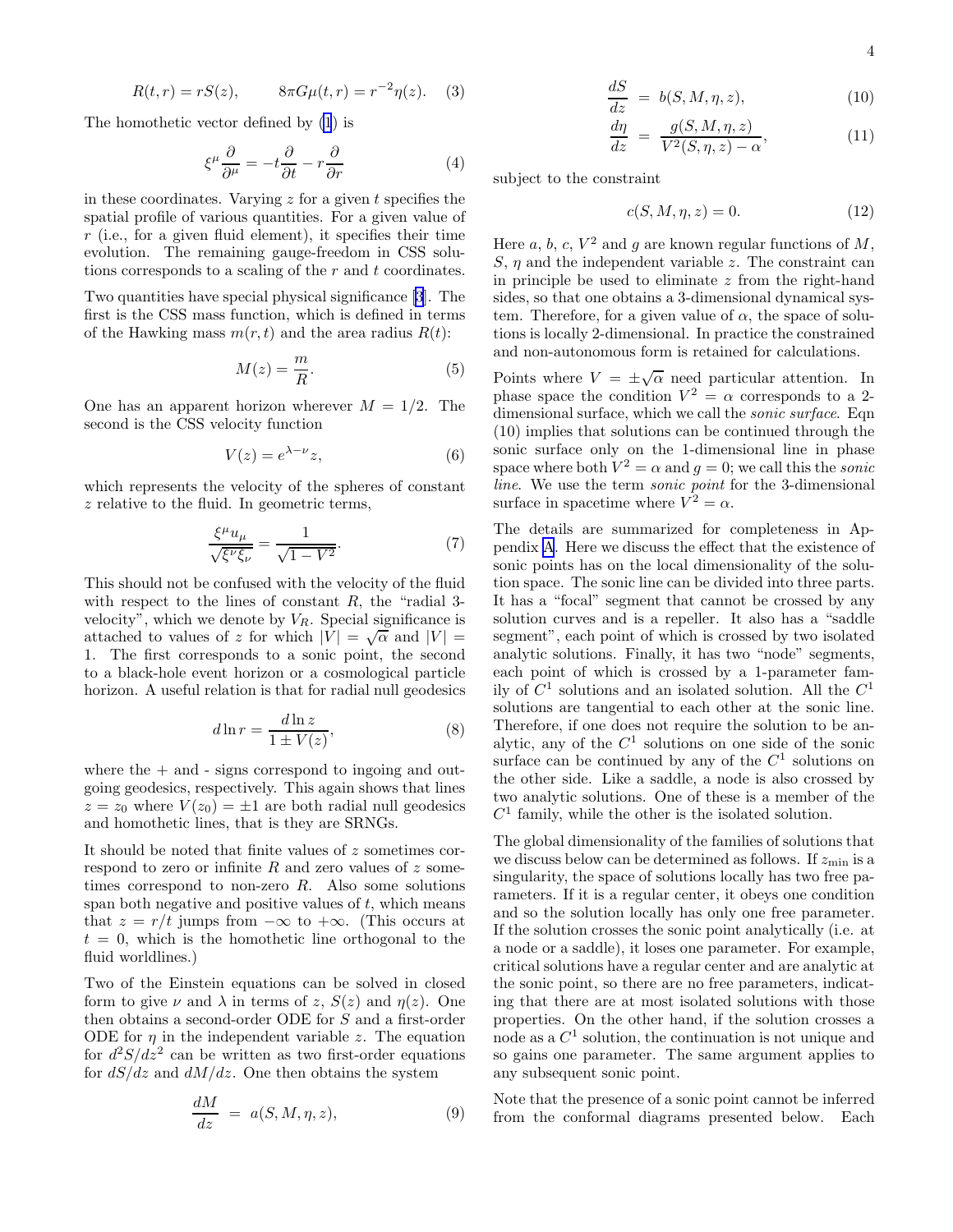$$R(t,r) = rS(z), \qquad 8\pi G\mu(t,r) = r^{-2}\eta(z). \quad (3)$$

The homothetic vector defined by (1) is

$$\xi^\mu \frac{\partial}{\partial^\mu} = -t\frac{\partial}{\partial t} - r\frac{\partial}{\partial r} \quad (4)$$

in these coordinates. Varying $z$ for a given $t$ specifies the spatial profile of various quantities. For a given value of $r$ (i.e., for a given fluid element), it specifies their time evolution. The remaining gauge-freedom in CSS solutions corresponds to a scaling of the $r$ and $t$ coordinates.

Two quantities have special physical significance [3]. The first is the CSS mass function, which is defined in terms of the Hawking mass $m(r,t)$ and the area radius $R(t)$:

$$M(z) = \frac{m}{R}. \quad (5)$$

One has an apparent horizon wherever $M = 1/2$. The second is the CSS velocity function

$$V(z) = e^{\lambda - \nu} z, \quad (6)$$

which represents the velocity of the spheres of constant $z$ relative to the fluid. In geometric terms,

$$\frac{\xi^\mu u_\mu}{\sqrt{\xi^\nu \xi_\nu}} = \frac{1}{\sqrt{1 - V^2}}. \quad (7)$$

This should not be confused with the velocity of the fluid with respect to the lines of constant $R$, the "radial 3-velocity", which we denote by $V_R$. Special significance is attached to values of $z$ for which $|V| = \sqrt{\alpha}$ and $|V| = 1$. The first corresponds to a sonic point, the second to a black-hole event horizon or a cosmological particle horizon. A useful relation is that for radial null geodesics

$$d\ln r = \frac{d\ln z}{1 \pm V(z)}, \quad (8)$$

where the + and - signs correspond to ingoing and outgoing geodesics, respectively. This again shows that lines $z = z_0$ where $V(z_0) = \pm 1$ are both radial null geodesics and homothetic lines, that is they are SRNGs.

It should be noted that finite values of $z$ sometimes correspond to zero or infinite $R$ and zero values of $z$ sometimes correspond to non-zero $R$. Also some solutions span both negative and positive values of $t$, which means that $z = r/t$ jumps from $-\infty$ to $+\infty$. (This occurs at $t = 0$, which is the homothetic line orthogonal to the fluid worldlines.)

Two of the Einstein equations can be solved in closed form to give $\nu$ and $\lambda$ in terms of $z$, $S(z)$ and $\eta(z)$. One then obtains a second-order ODE for $S$ and a first-order ODE for $\eta$ in the independent variable $z$. The equation for $d^2S/dz^2$ can be written as two first-order equations for $dS/dz$ and $dM/dz$. One then obtains the system

$$\frac{dM}{dz} = a(S, M, \eta, z), \quad (9)$$

$$\frac{dS}{dz} = b(S, M, \eta, z), \quad (10)$$

$$\frac{d\eta}{dz} = \frac{g(S, M, \eta, z)}{V^2(S, \eta, z) - \alpha}, \quad (11)$$

subject to the constraint

$$c(S, M, \eta, z) = 0. \quad (12)$$

Here $a$, $b$, $c$, $V^2$ and $g$ are known regular functions of $M$, $S$, $\eta$ and the independent variable $z$. The constraint can in principle be used to eliminate $z$ from the right-hand sides, so that one obtains a 3-dimensional dynamical system. Therefore, for a given value of $\alpha$, the space of solutions is locally 2-dimensional. In practice the constrained and non-autonomous form is retained for calculations.

Points where $V = \pm\sqrt{\alpha}$ need particular attention. In phase space the condition $V^2 = \alpha$ corresponds to a 2-dimensional surface, which we call the *sonic surface*. Eqn (10) implies that solutions can be continued through the sonic surface only on the 1-dimensional line in phase space where both $V^2 = \alpha$ and $g = 0$; we call this the *sonic line*. We use the term *sonic point* for the 3-dimensional surface in spacetime where $V^2 = \alpha$.

The details are summarized for completeness in Appendix A. Here we discuss the effect that the existence of sonic points has on the local dimensionality of the solution space. The sonic line can be divided into three parts. It has a "focal" segment that cannot be crossed by any solution curves and is a repeller. It also has a "saddle segment", each point of which is crossed by two isolated analytic solutions. Finally, it has two "node" segments, each point of which is crossed by a 1-parameter family of $C^1$ solutions and an isolated solution. All the $C^1$ solutions are tangential to each other at the sonic line. Therefore, if one does not require the solution to be analytic, any of the $C^1$ solutions on one side of the sonic surface can be continued by any of the $C^1$ solutions on the other side. Like a saddle, a node is also crossed by two analytic solutions. One of these is a member of the $C^1$ family, while the other is the isolated solution.

The global dimensionality of the families of solutions that we discuss below can be determined as follows. If $z_{\min}$ is a singularity, the space of solutions locally has two free parameters. If it is a regular center, it obeys one condition and so the solution locally has only one free parameter. If the solution crosses the sonic point analytically (i.e. at a node or a saddle), it loses one parameter. For example, critical solutions have a regular center and are analytic at the sonic point, so there are no free parameters, indicating that there are at most isolated solutions with those properties. On the other hand, if the solution crosses a node as a $C^1$ solution, the continuation is not unique and so gains one parameter. The same argument applies to any subsequent sonic point.

Note that the presence of a sonic point cannot be inferred from the conformal diagrams presented below. Each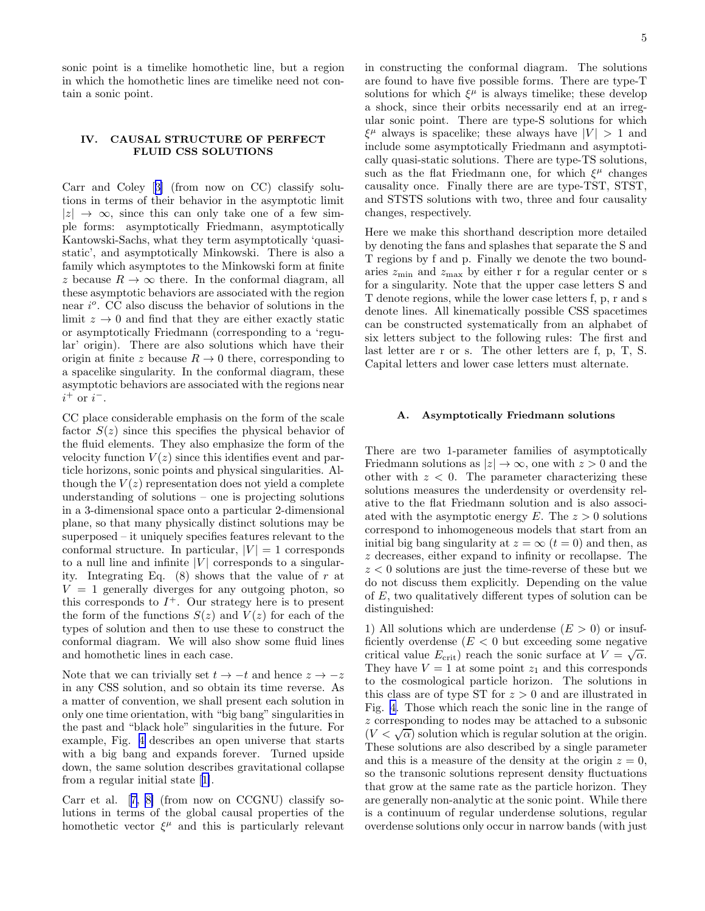sonic point is a timelike homothetic line, but a region in which the homothetic lines are timelike need not contain a sonic point.

## IV. CAUSAL STRUCTURE OF PERFECT FLUID CSS SOLUTIONS

Carr and Coley [3] (from now on CC) classify solutions in terms of their behavior in the asymptotic limit $|z| \to \infty$, since this can only take one of a few simple forms: asymptotically Friedmann, asymptotically Kantowski-Sachs, what they term asymptotically 'quasi-static', and asymptotically Minkowski. There is also a family which asymptotes to the Minkowski form at finite $z$ because $R \to \infty$ there. In the conformal diagram, all these asymptotic behaviors are associated with the region near $i^o$. CC also discuss the behavior of solutions in the limit $z \to 0$ and find that they are either exactly static or asymptotically Friedmann (corresponding to a 'regular' origin). There are also solutions which have their origin at finite $z$ because $R \to 0$ there, corresponding to a spacelike singularity. In the conformal diagram, these asymptotic behaviors are associated with the regions near $i^+$ or $i^-$.

CC place considerable emphasis on the form of the scale factor $S(z)$ since this specifies the physical behavior of the fluid elements. They also emphasize the form of the velocity function $V(z)$ since this identifies event and particle horizons, sonic points and physical singularities. Although the $V(z)$ representation does not yield a complete understanding of solutions – one is projecting solutions in a 3-dimensional space onto a particular 2-dimensional plane, so that many physically distinct solutions may be superposed – it uniquely specifies features relevant to the conformal structure. In particular, $|V| = 1$ corresponds to a null line and infinite $|V|$ corresponds to a singularity. Integrating Eq. (8) shows that the value of $r$ at $V = 1$ generally diverges for any outgoing photon, so this corresponds to $I^+$. Our strategy here is to present the form of the functions $S(z)$ and $V(z)$ for each of the types of solution and then to use these to construct the conformal diagram. We will also show some fluid lines and homothetic lines in each case.

Note that we can trivially set $t \to -t$ and hence $z \to -z$ in any CSS solution, and so obtain its time reverse. As a matter of convention, we shall present each solution in only one time orientation, with "big bang" singularities in the past and "black hole" singularities in the future. For example, Fig. 4 describes an open universe that starts with a big bang and expands forever. Turned upside down, the same solution describes gravitational collapse from a regular initial state [1].

Carr et al. [7, 8] (from now on CCGNU) classify solutions in terms of the global causal properties of the homothetic vector $\xi^\mu$ and this is particularly relevant in constructing the conformal diagram. The solutions are found to have five possible forms. There are type-T solutions for which $\xi^\mu$ is always timelike; these develop a shock, since their orbits necessarily end at an irregular sonic point. There are type-S solutions for which $\xi^\mu$ always is spacelike; these always have $|V| > 1$ and include some asymptotically Friedmann and asymptotically quasi-static solutions. There are type-TS solutions, such as the flat Friedmann one, for which $\xi^\mu$ changes causality once. Finally there are are type-TST, STST, and STSTS solutions with two, three and four causality changes, respectively.

Here we make this shorthand description more detailed by denoting the fans and splashes that separate the S and T regions by f and p. Finally we denote the two boundaries $z_{\rm min}$ and $z_{\rm max}$ by either r for a regular center or s for a singularity. Note that the upper case letters S and T denote regions, while the lower case letters f, p, r and s denote lines. All kinematically possible CSS spacetimes can be constructed systematically from an alphabet of six letters subject to the following rules: The first and last letter are r or s. The other letters are f, p, T, S. Capital letters and lower case letters must alternate.

### A. Asymptotically Friedmann solutions

There are two 1-parameter families of asymptotically Friedmann solutions as $|z| \to \infty$, one with $z > 0$ and the other with $z < 0$. The parameter characterizing these solutions measures the underdensity or overdensity relative to the flat Friedmann solution and is also associated with the asymptotic energy $E$. The $z > 0$ solutions correspond to inhomogeneous models that start from an initial big bang singularity at $z = \infty$ ($t = 0$) and then, as $z$ decreases, either expand to infinity or recollapse. The $z < 0$ solutions are just the time-reverse of these but we do not discuss them explicitly. Depending on the value of $E$, two qualitatively different types of solution can be distinguished:

1) All solutions which are underdense ($E > 0$) or insufficiently overdense ($E < 0$ but exceeding some negative critical value $E_{\rm crit}$) reach the sonic surface at $V = \sqrt{\alpha}$. They have $V = 1$ at some point $z_1$ and this corresponds to the cosmological particle horizon. The solutions in this class are of type ST for $z > 0$ and are illustrated in Fig. 4. Those which reach the sonic line in the range of $z$ corresponding to nodes may be attached to a subsonic ($V < \sqrt{\alpha}$) solution which is regular solution at the origin. These solutions are also described by a single parameter and this is a measure of the density at the origin $z = 0$, so the transonic solutions represent density fluctuations that grow at the same rate as the particle horizon. They are generally non-analytic at the sonic point. While there is a continuum of regular underdense solutions, regular overdense solutions only occur in narrow bands (with just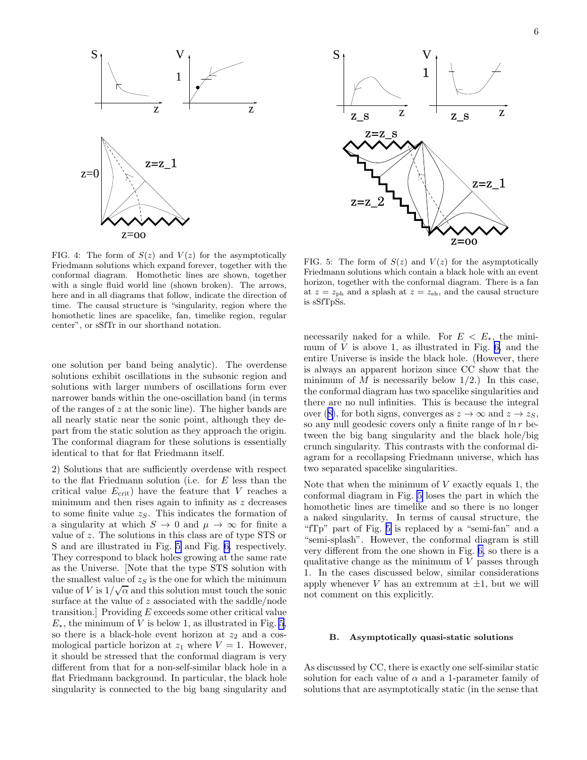FIG. 4: The form of $S(z)$ and $V(z)$ for the asymptotically Friedmann solutions which expand forever, together with the conformal diagram. Homothetic lines are shown, together with a single fluid world line (shown broken). The arrows, here and in all diagrams that follow, indicate the direction of time. The causal structure is "singularity, region where the homothetic lines are spacelike, fan, timelike region, regular center", or sSfTr in our shorthand notation.

FIG. 5: The form of $S(z)$ and $V(z)$ for the asymptotically Friedmann solutions which contain a black hole with an event horizon, together with the conformal diagram. There is a fan at $z = z_{\rm ph}$ and a splash at $z = z_{\rm eh}$, and the causal structure is sSfTpSs.

one solution per band being analytic). The overdense solutions exhibit oscillations in the subsonic region and solutions with larger numbers of oscillations form ever narrower bands within the one-oscillation band (in terms of the ranges of $z$ at the sonic line). The higher bands are all nearly static near the sonic point, although they depart from the static solution as they approach the origin. The conformal diagram for these solutions is essentially identical to that for flat Friedmann itself.

2) Solutions that are sufficiently overdense with respect to the flat Friedmann solution (i.e. for $E$ less than the critical value $E_{\rm crit}$) have the feature that $V$ reaches a minimum and then rises again to infinity as $z$ decreases to some finite value $z_S$. This indicates the formation of a singularity at which $S \to 0$ and $\mu \to \infty$ for finite a value of $z$. The solutions in this class are of type STS or S and are illustrated in Fig. 5 and Fig. 6, respectively. They correspond to black holes growing at the same rate as the Universe. [Note that the type STS solution with the smallest value of $z_S$ is the one for which the minimum value of $V$ is $1/\sqrt{\alpha}$ and this solution must touch the sonic surface at the value of $z$ associated with the saddle/node transition.] Providing $E$ exceeds some other critical value $E_*$, the minimum of $V$ is below 1, as illustrated in Fig. 5, so there is a black-hole event horizon at $z_2$ and a cosmological particle horizon at $z_1$ where $V = 1$. However, it should be stressed that the conformal diagram is very different from that for a non-self-similar black hole in a flat Friedmann background. In particular, the black hole singularity is connected to the big bang singularity and necessarily naked for a while. For $E < E_*$, the minimum of $V$ is above 1, as illustrated in Fig. 6, and the entire Universe is inside the black hole. (However, there is always an apparent horizon since CC show that the minimum of $M$ is necessarily below $1/2$.) In this case, the conformal diagram has two spacelike singularities and there are no null infinities. This is because the integral over (8), for both signs, converges as $z \to \infty$ and $z \to z_S$, so any null geodesic covers only a finite range of $\ln r$ between the big bang singularity and the black hole/big crunch singularity. This contrasts with the conformal diagram for a recollapsing Friedmann universe, which has two separated spacelike singularities.

Note that when the minimum of $V$ exactly equals 1, the conformal diagram in Fig. 5 loses the part in which the homothetic lines are timelike and so there is no longer a naked singularity. In terms of causal structure, the "fTp" part of Fig. 5 is replaced by a "semi-fan" and a "semi-splash". However, the conformal diagram is still very different from the one shown in Fig. 6, so there is a qualitative change as the minimum of $V$ passes through 1. In the cases discussed below, similar considerations apply whenever $V$ has an extremum at $\pm 1$, but we will not comment on this explicitly.

### B. Asymptotically quasi-static solutions

As discussed by CC, there is exactly one self-similar static solution for each value of $\alpha$ and a 1-parameter family of solutions that are asymptotically static (in the sense that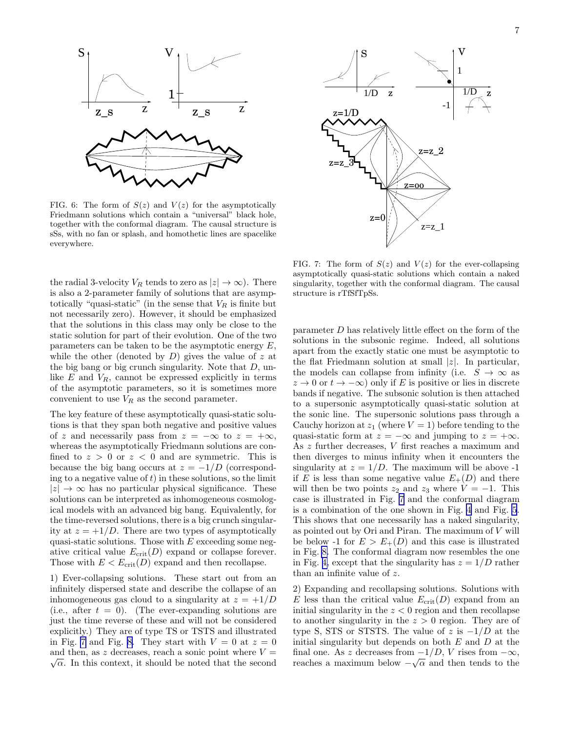FIG. 6: The form of $S(z)$ and $V(z)$ for the asymptotically Friedmann solutions which contain a "universal" black hole, together with the conformal diagram. The causal structure is sSs, with no fan or splash, and homothetic lines are spacelike everywhere.

FIG. 7: The form of $S(z)$ and $V(z)$ for the ever-collapsing asymptotically quasi-static solutions which contain a naked singularity, together with the conformal diagram. The causal structure is rTfSfTpSs.

the radial 3-velocity $V_R$ tends to zero as $|z| \to \infty$). There is also a 2-parameter family of solutions that are asymptotically "quasi-static" (in the sense that $V_R$ is finite but not necessarily zero). However, it should be emphasized that the solutions in this class may only be close to the static solution for part of their evolution. One of the two parameters can be taken to be the asymptotic energy $E$, while the other (denoted by $D$) gives the value of $z$ at the big bang or big crunch singularity. Note that $D$, unlike $E$ and $V_R$, cannot be expressed explicitly in terms of the asymptotic parameters, so it is sometimes more convenient to use $V_R$ as the second parameter.

The key feature of these asymptotically quasi-static solutions is that they span both negative and positive values of $z$ and necessarily pass from $z = -\infty$ to $z = +\infty$, whereas the asymptotically Friedmann solutions are confined to $z > 0$ or $z < 0$ and are symmetric. This is because the big bang occurs at $z = -1/D$ (corresponding to a negative value of $t$) in these solutions, so the limit $|z| \to \infty$ has no particular physical significance. These solutions can be interpreted as inhomogeneous cosmological models with an advanced big bang. Equivalently, for the time-reversed solutions, there is a big crunch singularity at $z = +1/D$. There are two types of asymptotically quasi-static solutions. Those with $E$ exceeding some negative critical value $E_{\rm crit}(D)$ expand or collapse forever. Those with $E < E_{\rm crit}(D)$ expand and then recollapse.

1) Ever-collapsing solutions. These start out from an infinitely dispersed state and describe the collapse of an inhomogeneous gas cloud to a singularity at $z = +1/D$ (i.e., after $t = 0$). (The ever-expanding solutions are just the time reverse of these and will not be considered explicitly.) They are of type TS or TSTS and illustrated in Fig. 7 and Fig. 8. They start with $V = 0$ at $z = 0$ and then, as $z$ decreases, reach a sonic point where $V = \sqrt{\alpha}$. In this context, it should be noted that the second parameter $D$ has relatively little effect on the form of the solutions in the subsonic regime. Indeed, all solutions apart from the exactly static one must be asymptotic to the flat Friedmann solution at small $|z|$. In particular, the models can collapse from infinity (i.e. $S \to \infty$ as $z \to 0$ or $t \to -\infty$) only if $E$ is positive or lies in discrete bands if negative. The subsonic solution is then attached to a supersonic asymptotically quasi-static solution at the sonic line. The supersonic solutions pass through a Cauchy horizon at $z_1$ (where $V = 1$) before tending to the quasi-static form at $z = -\infty$ and jumping to $z = +\infty$. As $z$ further decreases, $V$ first reaches a maximum and then diverges to minus infinity when it encounters the singularity at $z = 1/D$. The maximum will be above -1 if $E$ is less than some negative value $E_+(D)$ and there will then be two points $z_2$ and $z_3$ where $V = -1$. This case is illustrated in Fig. 7 and the conformal diagram is a combination of the one shown in Fig. 4 and Fig. 5. This shows that one necessarily has a naked singularity, as pointed out by Ori and Piran. The maximum of $V$ will be below -1 for $E > E_+(D)$ and this case is illustrated in Fig. 8. The conformal diagram now resembles the one in Fig. 4, except that the singularity has $z = 1/D$ rather than an infinite value of $z$.

2) Expanding and recollapsing solutions. Solutions with $E$ less than the critical value $E_{\rm crit}(D)$ expand from an initial singularity in the $z < 0$ region and then recollapse to another singularity in the $z > 0$ region. They are of type S, STS or STSTS. The value of $z$ is $-1/D$ at the initial singularity but depends on both $E$ and $D$ at the final one. As $z$ decreases from $-1/D$, $V$ rises from $-\infty$, reaches a maximum below $-\sqrt{\alpha}$ and then tends to the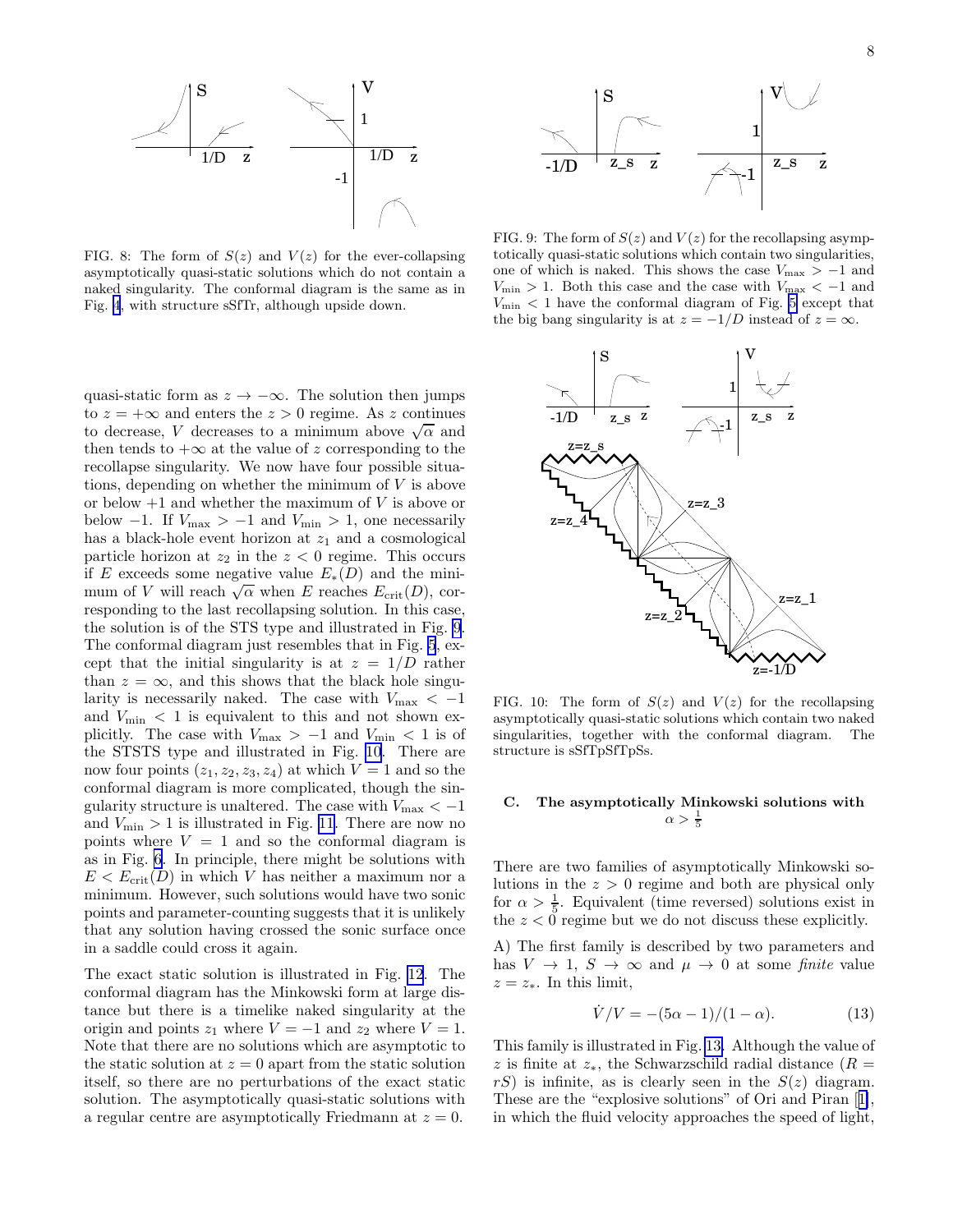FIG. 8: The form of $S(z)$ and $V(z)$ for the ever-collapsing asymptotically quasi-static solutions which do not contain a naked singularity. The conformal diagram is the same as in Fig. 4, with structure sSfTr, although upside down.

FIG. 9: The form of $S(z)$ and $V(z)$ for the recollapsing asymptotically quasi-static solutions which contain two singularities, one of which is naked. This shows the case $V_{\max} > -1$ and $V_{\min} > 1$. Both this case and the case with $V_{\max} < -1$ and $V_{\min} < 1$ have the conformal diagram of Fig. 5 except that the big bang singularity is at $z = -1/D$ instead of $z = \infty$.

quasi-static form as $z \to -\infty$. The solution then jumps to $z = +\infty$ and enters the $z > 0$ regime. As $z$ continues to decrease, $V$ decreases to a minimum above $\sqrt{\alpha}$ and then tends to $+\infty$ at the value of $z$ corresponding to the recollapse singularity. We now have four possible situations, depending on whether the minimum of $V$ is above or below $+1$ and whether the maximum of $V$ is above or below $-1$. If $V_{\max} > -1$ and $V_{\min} > 1$, one necessarily has a black-hole event horizon at $z_1$ and a cosmological particle horizon at $z_2$ in the $z < 0$ regime. This occurs if $E$ exceeds some negative value $E_*(D)$ and the minimum of $V$ will reach $\sqrt{\alpha}$ when $E$ reaches $E_{\rm crit}(D)$, corresponding to the last recollapsing solution. In this case, the solution is of the STS type and illustrated in Fig. 9. The conformal diagram just resembles that in Fig. 5, except that the initial singularity is at $z = 1/D$ rather than $z = \infty$, and this shows that the black hole singularity is necessarily naked. The case with $V_{\max} < -1$ and $V_{\min} < 1$ is equivalent to this and not shown explicitly. The case with $V_{\max} > -1$ and $V_{\min} < 1$ is of the STSTS type and illustrated in Fig. 10. There are now four points $(z_1, z_2, z_3, z_4)$ at which $V = 1$ and so the conformal diagram is more complicated, though the singularity structure is unaltered. The case with $V_{\max} < -1$ and $V_{\min} > 1$ is illustrated in Fig. 11. There are now no points where $V = 1$ and so the conformal diagram is as in Fig. 6. In principle, there might be solutions with $E < E_{\rm crit}(D)$ in which $V$ has neither a maximum nor a minimum. However, such solutions would have two sonic points and parameter-counting suggests that it is unlikely that any solution having crossed the sonic surface once in a saddle could cross it again.

The exact static solution is illustrated in Fig. 12. The conformal diagram has the Minkowski form at large distance but there is a timelike naked singularity at the origin and points $z_1$ where $V = -1$ and $z_2$ where $V = 1$. Note that there are no solutions which are asymptotic to the static solution at $z = 0$ apart from the static solution itself, so there are no perturbations of the exact static solution. The asymptotically quasi-static solutions with a regular centre are asymptotically Friedmann at $z = 0$.

FIG. 10: The form of $S(z)$ and $V(z)$ for the recollapsing asymptotically quasi-static solutions which contain two naked singularities, together with the conformal diagram. The structure is sSfTpSfTpSs.

### C. The asymptotically Minkowski solutions with $\alpha > \frac{1}{5}$

There are two families of asymptotically Minkowski solutions in the $z > 0$ regime and both are physical only for $\alpha > \frac{1}{5}$. Equivalent (time reversed) solutions exist in the $z < 0$ regime but we do not discuss these explicitly.

A) The first family is described by two parameters and has $V \to 1$, $S \to \infty$ and $\mu \to 0$ at some *finite* value $z = z_*$. In this limit,

$$\dot{V}/V = -(5\alpha - 1)/(1 - \alpha). \qquad (13)$$

This family is illustrated in Fig. 13. Although the value of $z$ is finite at $z_*$, the Schwarzschild radial distance ($R = rS$) is infinite, as is clearly seen in the $S(z)$ diagram. These are the "explosive solutions" of Ori and Piran [1], in which the fluid velocity approaches the speed of light,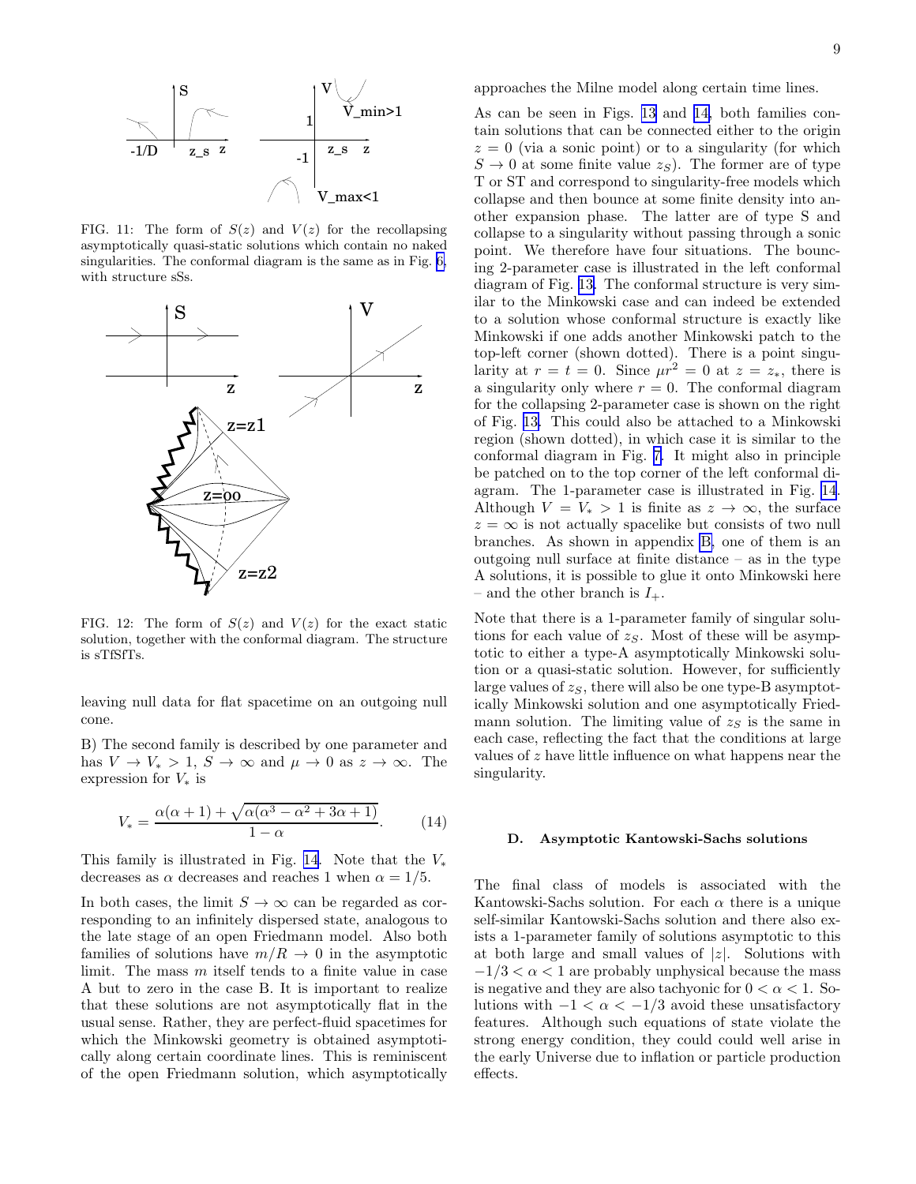FIG. 11: The form of $S(z)$ and $V(z)$ for the recollapsing asymptotically quasi-static solutions which contain no naked singularities. The conformal diagram is the same as in Fig. 6, with structure sSs.

FIG. 12: The form of $S(z)$ and $V(z)$ for the exact static solution, together with the conformal diagram. The structure is sTfSfTs.

leaving null data for flat spacetime on an outgoing null cone.

B) The second family is described by one parameter and has $V \to V_* > 1$, $S \to \infty$ and $\mu \to 0$ as $z \to \infty$. The expression for $V_*$ is

$$V_* = \frac{\alpha(\alpha+1) + \sqrt{\alpha(\alpha^3 - \alpha^2 + 3\alpha + 1)}}{1-\alpha}. \tag{14}$$

This family is illustrated in Fig. 14. Note that the $V_*$ decreases as $\alpha$ decreases and reaches 1 when $\alpha = 1/5$.

In both cases, the limit $S \to \infty$ can be regarded as corresponding to an infinitely dispersed state, analogous to the late stage of an open Friedmann model. Also both families of solutions have $m/R \to 0$ in the asymptotic limit. The mass $m$ itself tends to a finite value in case A but to zero in the case B. It is important to realize that these solutions are not asymptotically flat in the usual sense. Rather, they are perfect-fluid spacetimes for which the Minkowski geometry is obtained asymptotically along certain coordinate lines. This is reminiscent of the open Friedmann solution, which asymptotically approaches the Milne model along certain time lines.

As can be seen in Figs. 13 and 14, both families contain solutions that can be connected either to the origin $z = 0$ (via a sonic point) or to a singularity (for which $S \to 0$ at some finite value $z_S$). The former are of type T or ST and correspond to singularity-free models which collapse and then bounce at some finite density into another expansion phase. The latter are of type S and collapse to a singularity without passing through a sonic point. We therefore have four situations. The bouncing 2-parameter case is illustrated in the left conformal diagram of Fig. 13. The conformal structure is very similar to the Minkowski case and can indeed be extended to a solution whose conformal structure is exactly like Minkowski if one adds another Minkowski patch to the top-left corner (shown dotted). There is a point singularity at $r = t = 0$. Since $\mu r^2 = 0$ at $z = z_*$, there is a singularity only where $r = 0$. The conformal diagram for the collapsing 2-parameter case is shown on the right of Fig. 13. This could also be attached to a Minkowski region (shown dotted), in which case it is similar to the conformal diagram in Fig. 7. It might also in principle be patched on to the top corner of the left conformal diagram. The 1-parameter case is illustrated in Fig. 14. Although $V = V_* > 1$ is finite as $z \to \infty$, the surface $z = \infty$ is not actually spacelike but consists of two null branches. As shown in appendix B, one of them is an outgoing null surface at finite distance – as in the type A solutions, it is possible to glue it onto Minkowski here – and the other branch is $I_+$.

Note that there is a 1-parameter family of singular solutions for each value of $z_S$. Most of these will be asymptotic to either a type-A asymptotically Minkowski solution or a quasi-static solution. However, for sufficiently large values of $z_S$, there will also be one type-B asymptotically Minkowski solution and one asymptotically Friedmann solution. The limiting value of $z_S$ is the same in each case, reflecting the fact that the conditions at large values of $z$ have little influence on what happens near the singularity.

### D. Asymptotic Kantowski-Sachs solutions

The final class of models is associated with the Kantowski-Sachs solution. For each $\alpha$ there is a unique self-similar Kantowski-Sachs solution and there also exists a 1-parameter family of solutions asymptotic to this at both large and small values of $|z|$. Solutions with $-1/3 < \alpha < 1$ are probably unphysical because the mass is negative and they are also tachyonic for $0 < \alpha < 1$. Solutions with $-1 < \alpha < -1/3$ avoid these unsatisfactory features. Although such equations of state violate the strong energy condition, they could could well arise in the early Universe due to inflation or particle production effects.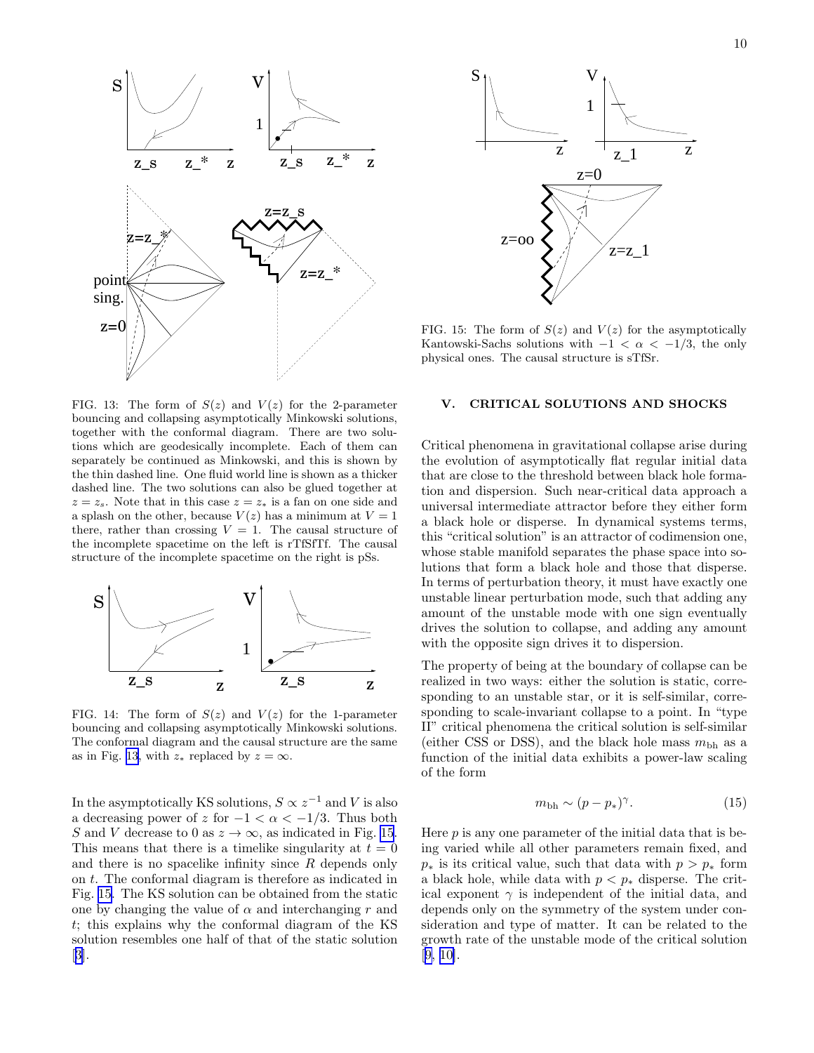FIG. 13: The form of $S(z)$ and $V(z)$ for the 2-parameter bouncing and collapsing asymptotically Minkowski solutions, together with the conformal diagram. There are two solutions which are geodesically incomplete. Each of them can separately be continued as Minkowski, and this is shown by the thin dashed line. One fluid world line is shown as a thicker dashed line. The two solutions can also be glued together at $z = z_s$. Note that in this case $z = z_*$ is a fan on one side and a splash on the other, because $V(z)$ has a minimum at $V = 1$ there, rather than crossing $V = 1$. The causal structure of the incomplete spacetime on the left is rTfSfTf. The causal structure of the incomplete spacetime on the right is pSs.

FIG. 14: The form of $S(z)$ and $V(z)$ for the 1-parameter bouncing and collapsing asymptotically Minkowski solutions. The conformal diagram and the causal structure are the same as in Fig. 13, with $z_*$ replaced by $z = \infty$.

In the asymptotically KS solutions, $S \propto z^{-1}$ and $V$ is also a decreasing power of $z$ for $-1 < \alpha < -1/3$. Thus both $S$ and $V$ decrease to 0 as $z \to \infty$, as indicated in Fig. 15. This means that there is a timelike singularity at $t = 0$ and there is no spacelike infinity since $R$ depends only on $t$. The conformal diagram is therefore as indicated in Fig. 15. The KS solution can be obtained from the static one by changing the value of $\alpha$ and interchanging $r$ and $t$; this explains why the conformal diagram of the KS solution resembles one half of that of the static solution [3].

FIG. 15: The form of $S(z)$ and $V(z)$ for the asymptotically Kantowski-Sachs solutions with $-1 < \alpha < -1/3$, the only physical ones. The causal structure is sTfSr.

## V. CRITICAL SOLUTIONS AND SHOCKS

Critical phenomena in gravitational collapse arise during the evolution of asymptotically flat regular initial data that are close to the threshold between black hole formation and dispersion. Such near-critical data approach a universal intermediate attractor before they either form a black hole or disperse. In dynamical systems terms, this "critical solution" is an attractor of codimension one, whose stable manifold separates the phase space into solutions that form a black hole and those that disperse. In terms of perturbation theory, it must have exactly one unstable linear perturbation mode, such that adding any amount of the unstable mode with one sign eventually drives the solution to collapse, and adding any amount with the opposite sign drives it to dispersion.

The property of being at the boundary of collapse can be realized in two ways: either the solution is static, corresponding to an unstable star, or it is self-similar, corresponding to scale-invariant collapse to a point. In "type II" critical phenomena the critical solution is self-similar (either CSS or DSS), and the black hole mass $m_{\rm bh}$ as a function of the initial data exhibits a power-law scaling of the form

$$m_{\rm bh} \sim (p - p_*)^\gamma. \tag{15}$$

Here $p$ is any one parameter of the initial data that is being varied while all other parameters remain fixed, and $p_*$ is its critical value, such that data with $p > p_*$ form a black hole, while data with $p < p_*$ disperse. The critical exponent $\gamma$ is independent of the initial data, and depends only on the symmetry of the system under consideration and type of matter. It can be related to the growth rate of the unstable mode of the critical solution [9, 10].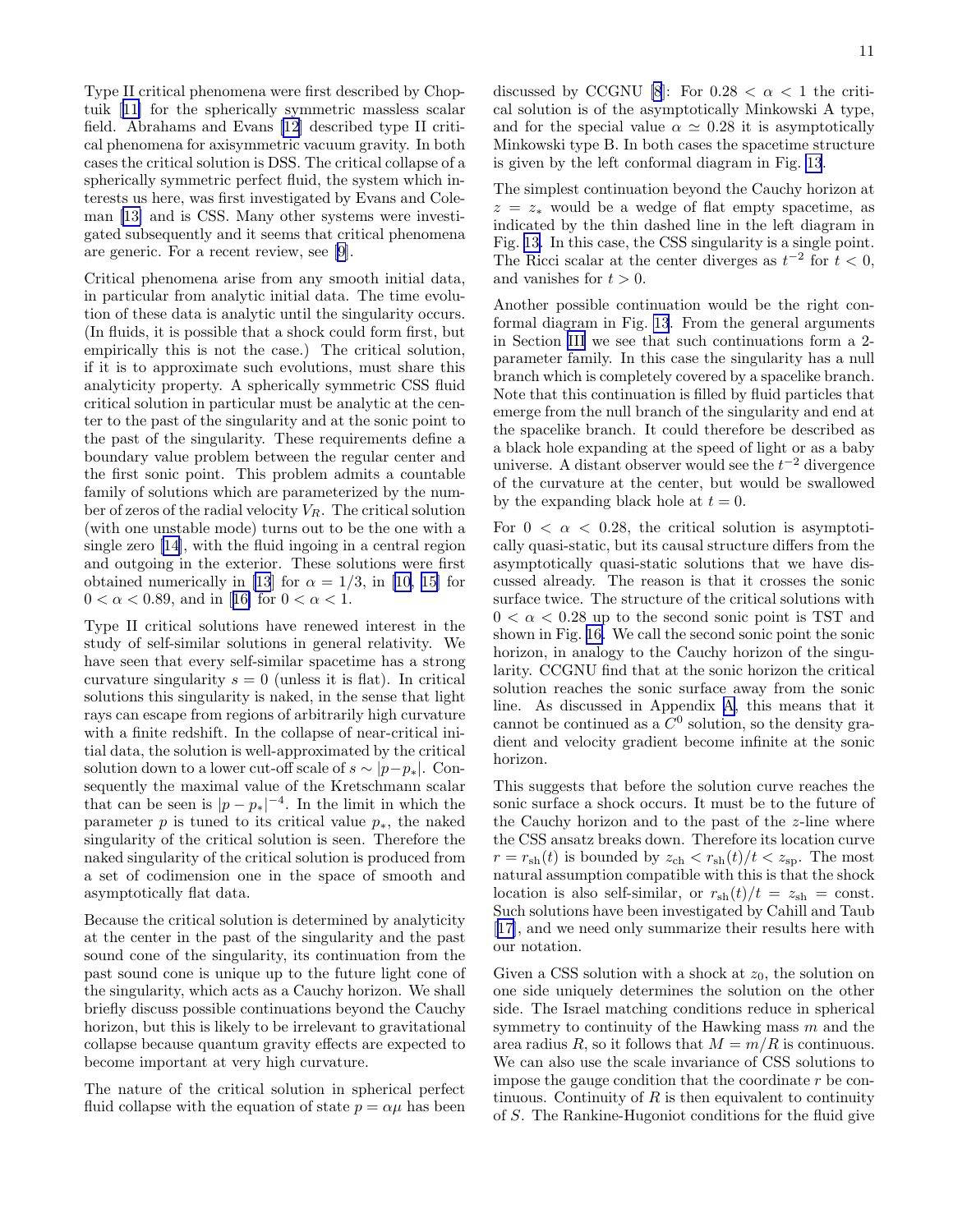Type II critical phenomena were first described by Choptuik [11] for the spherically symmetric massless scalar field. Abrahams and Evans [12] described type II critical phenomena for axisymmetric vacuum gravity. In both cases the critical solution is DSS. The critical collapse of a spherically symmetric perfect fluid, the system which interests us here, was first investigated by Evans and Coleman [13] and is CSS. Many other systems were investigated subsequently and it seems that critical phenomena are generic. For a recent review, see [9].

Critical phenomena arise from any smooth initial data, in particular from analytic initial data. The time evolution of these data is analytic until the singularity occurs. (In fluids, it is possible that a shock could form first, but empirically this is not the case.) The critical solution, if it is to approximate such evolutions, must share this analyticity property. A spherically symmetric CSS fluid critical solution in particular must be analytic at the center to the past of the singularity and at the sonic point to the past of the singularity. These requirements define a boundary value problem between the regular center and the first sonic point. This problem admits a countable family of solutions which are parameterized by the number of zeros of the radial velocity $V_R$. The critical solution (with one unstable mode) turns out to be the one with a single zero [14], with the fluid ingoing in a central region and outgoing in the exterior. These solutions were first obtained numerically in [13] for $\alpha = 1/3$, in [10, 15] for $0 < \alpha < 0.89$, and in [16] for $0 < \alpha < 1$.

Type II critical solutions have renewed interest in the study of self-similar solutions in general relativity. We have seen that every self-similar spacetime has a strong curvature singularity $s = 0$ (unless it is flat). In critical solutions this singularity is naked, in the sense that light rays can escape from regions of arbitrarily high curvature with a finite redshift. In the collapse of near-critical initial data, the solution is well-approximated by the critical solution down to a lower cut-off scale of $s \sim |p - p_*|$. Consequently the maximal value of the Kretschmann scalar that can be seen is $|p - p_*|^{-4}$. In the limit in which the parameter $p$ is tuned to its critical value $p_*$, the naked singularity of the critical solution is seen. Therefore the naked singularity of the critical solution is produced from a set of codimension one in the space of smooth and asymptotically flat data.

Because the critical solution is determined by analyticity at the center in the past of the singularity and the past sound cone of the singularity, its continuation from the past sound cone is unique up to the future light cone of the singularity, which acts as a Cauchy horizon. We shall briefly discuss possible continuations beyond the Cauchy horizon, but this is likely to be irrelevant to gravitational collapse because quantum gravity effects are expected to become important at very high curvature.

The nature of the critical solution in spherical perfect fluid collapse with the equation of state $p = \alpha\mu$ has been discussed by CCGNU [8]: For $0.28 < \alpha < 1$ the critical solution is of the asymptotically Minkowski A type, and for the special value $\alpha \simeq 0.28$ it is asymptotically Minkowski type B. In both cases the spacetime structure is given by the left conformal diagram in Fig. 13.

The simplest continuation beyond the Cauchy horizon at $z = z_*$ would be a wedge of flat empty spacetime, as indicated by the thin dashed line in the left diagram in Fig. 13. In this case, the CSS singularity is a single point. The Ricci scalar at the center diverges as $t^{-2}$ for $t < 0$, and vanishes for $t > 0$.

Another possible continuation would be the right conformal diagram in Fig. 13. From the general arguments in Section III we see that such continuations form a 2-parameter family. In this case the singularity has a null branch which is completely covered by a spacelike branch. Note that this continuation is filled by fluid particles that emerge from the null branch of the singularity and end at the spacelike branch. It could therefore be described as a black hole expanding at the speed of light or as a baby universe. A distant observer would see the $t^{-2}$ divergence of the curvature at the center, but would be swallowed by the expanding black hole at $t = 0$.

For $0 < \alpha < 0.28$, the critical solution is asymptotically quasi-static, but its causal structure differs from the asymptotically quasi-static solutions that we have discussed already. The reason is that it crosses the sonic surface twice. The structure of the critical solutions with $0 < \alpha < 0.28$ up to the second sonic point is TST and shown in Fig. 16. We call the second sonic point the sonic horizon, in analogy to the Cauchy horizon of the singularity. CCGNU find that at the sonic horizon the critical solution reaches the sonic surface away from the sonic line. As discussed in Appendix A, this means that it cannot be continued as a $C^0$ solution, so the density gradient and velocity gradient become infinite at the sonic horizon.

This suggests that before the solution curve reaches the sonic surface a shock occurs. It must be to the future of the Cauchy horizon and to the past of the $z$-line where the CSS ansatz breaks down. Therefore its location curve $r = r_{\rm sh}(t)$ is bounded by $z_{\rm ch} < r_{\rm sh}(t)/t < z_{\rm sp}$. The most natural assumption compatible with this is that the shock location is also self-similar, or $r_{\rm sh}(t)/t = z_{\rm sh} = $ const. Such solutions have been investigated by Cahill and Taub [17], and we need only summarize their results here with our notation.

Given a CSS solution with a shock at $z_0$, the solution on one side uniquely determines the solution on the other side. The Israel matching conditions reduce in spherical symmetry to continuity of the Hawking mass $m$ and the area radius $R$, so it follows that $M = m/R$ is continuous. We can also use the scale invariance of CSS solutions to impose the gauge condition that the coordinate $r$ be continuous. Continuity of $R$ is then equivalent to continuity of $S$. The Rankine-Hugoniot conditions for the fluid give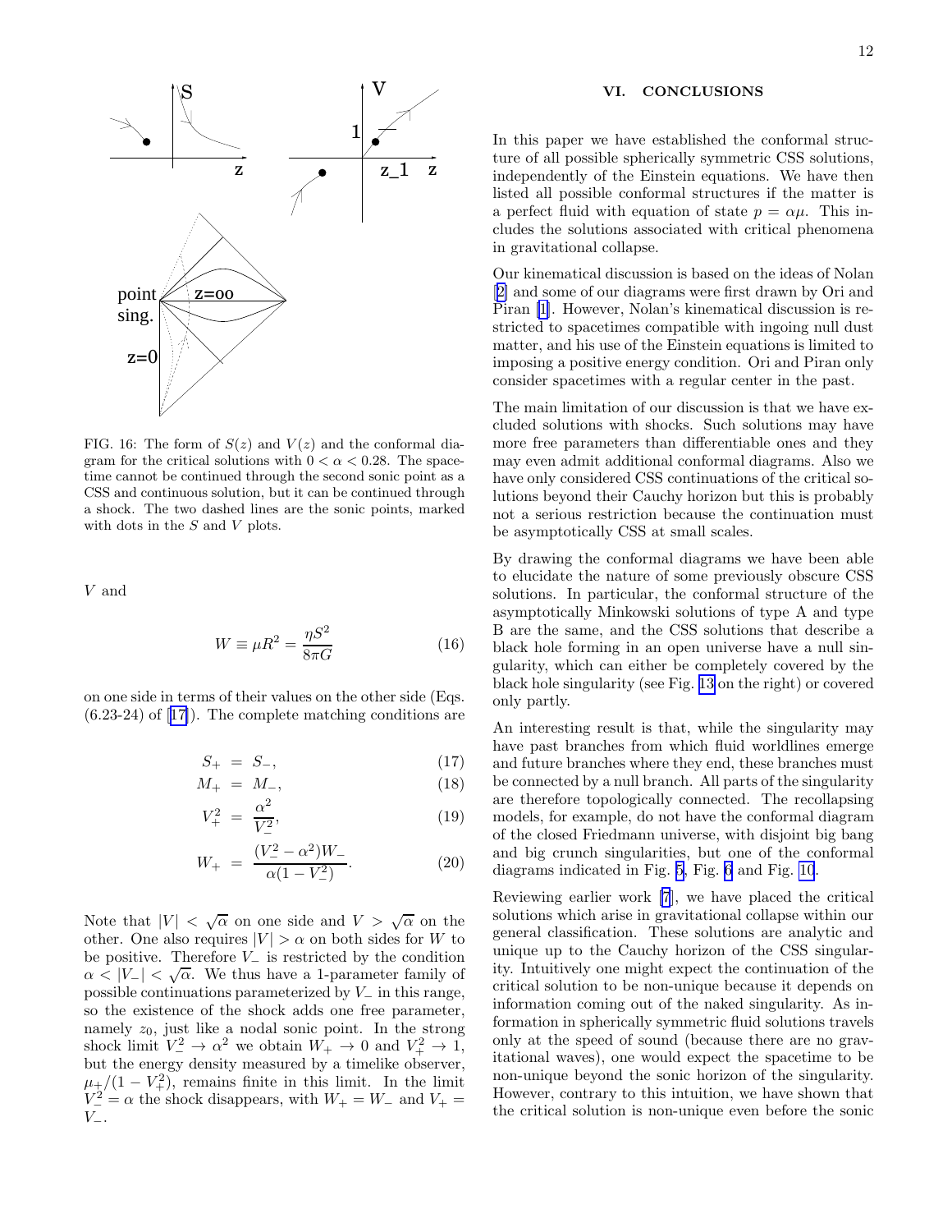S

z

V

1

z_1 z

point sing.

z=oo

z=0

FIG. 16: The form of $S(z)$ and $V(z)$ and the conformal diagram for the critical solutions with $0 < \alpha < 0.28$. The spacetime cannot be continued through the second sonic point as a CSS and continuous solution, but it can be continued through a shock. The two dashed lines are the sonic points, marked with dots in the $S$ and $V$ plots.

$V$ and

$$W \equiv \mu R^2 = \frac{\eta S^2}{8\pi G} \tag{16}$$

on one side in terms of their values on the other side (Eqs. (6.23-24) of [17]). The complete matching conditions are

$$S_+ = S_-, \tag{17}$$

$$M_+ = M_-, \tag{18}$$

$$V_+^2 = \frac{\alpha^2}{V_-^2}, \tag{19}$$

$$W_+ = \frac{(V_-^2 - \alpha^2)W_-}{\alpha(1 - V_-^2)}. \tag{20}$$

Note that $|V| < \sqrt{\alpha}$ on one side and $V > \sqrt{\alpha}$ on the other. One also requires $|V| > \alpha$ on both sides for $W$ to be positive. Therefore $V_-$ is restricted by the condition $\alpha < |V_-| < \sqrt{\alpha}$. We thus have a 1-parameter family of possible continuations parameterized by $V_-$ in this range, so the existence of the shock adds one free parameter, namely $z_0$, just like a nodal sonic point. In the strong shock limit $V_-^2 \to \alpha^2$ we obtain $W_+ \to 0$ and $V_+^2 \to 1$, but the energy density measured by a timelike observer, $\mu_+/(1 - V_+^2)$, remains finite in this limit. In the limit $V_-^2 = \alpha$ the shock disappears, with $W_+ = W_-$ and $V_+ = V_-$.

## VI. CONCLUSIONS

In this paper we have established the conformal structure of all possible spherically symmetric CSS solutions, independently of the Einstein equations. We have then listed all possible conformal structures if the matter is a perfect fluid with equation of state $p = \alpha\mu$. This includes the solutions associated with critical phenomena in gravitational collapse.

Our kinematical discussion is based on the ideas of Nolan [2] and some of our diagrams were first drawn by Ori and Piran [1]. However, Nolan's kinematical discussion is restricted to spacetimes compatible with ingoing null dust matter, and his use of the Einstein equations is limited to imposing a positive energy condition. Ori and Piran only consider spacetimes with a regular center in the past.

The main limitation of our discussion is that we have excluded solutions with shocks. Such solutions may have more free parameters than differentiable ones and they may even admit additional conformal diagrams. Also we have only considered CSS continuations of the critical solutions beyond their Cauchy horizon but this is probably not a serious restriction because the continuation must be asymptotically CSS at small scales.

By drawing the conformal diagrams we have been able to elucidate the nature of some previously obscure CSS solutions. In particular, the conformal structure of the asymptotically Minkowski solutions of type A and type B are the same, and the CSS solutions that describe a black hole forming in an open universe have a null singularity, which can either be completely covered by the black hole singularity (see Fig. 13 on the right) or covered only partly.

An interesting result is that, while the singularity may have past branches from which fluid worldlines emerge and future branches where they end, these branches must be connected by a null branch. All parts of the singularity are therefore topologically connected. The recollapsing models, for example, do not have the conformal diagram of the closed Friedmann universe, with disjoint big bang and big crunch singularities, but one of the conformal diagrams indicated in Fig. 5, Fig. 6 and Fig. 10.

Reviewing earlier work [7], we have placed the critical solutions which arise in gravitational collapse within our general classification. These solutions are analytic and unique up to the Cauchy horizon of the CSS singularity. Intuitively one might expect the continuation of the critical solution to be non-unique because it depends on information coming out of the naked singularity. As information in spherically symmetric fluid solutions travels only at the speed of sound (because there are no gravitational waves), one would expect the spacetime to be non-unique beyond the sonic horizon of the singularity. However, contrary to this intuition, we have shown that the critical solution is non-unique even before the sonic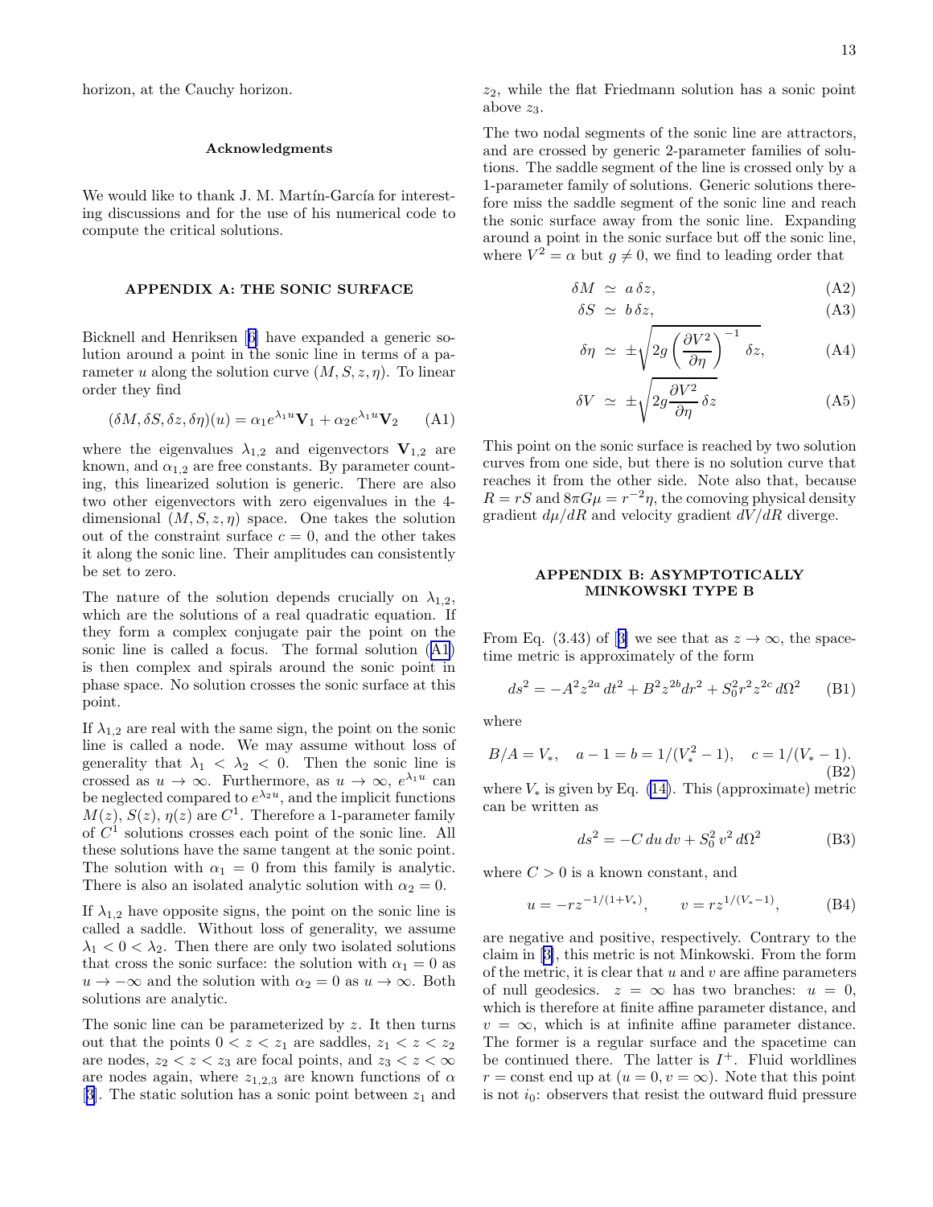horizon, at the Cauchy horizon.

### Acknowledgments

We would like to thank J. M. Martín-García for interesting discussions and for the use of his numerical code to compute the critical solutions.

## APPENDIX A: THE SONIC SURFACE

Bicknell and Henriksen [6] have expanded a generic solution around a point in the sonic line in terms of a parameter $u$ along the solution curve $(M, S, z, \eta)$. To linear order they find

$$(\delta M, \delta S, \delta z, \delta\eta)(u) = \alpha_1 e^{\lambda_1 u}\mathbf{V}_1 + \alpha_2 e^{\lambda_1 u}\mathbf{V}_2 \qquad \text{(A1)}$$

where the eigenvalues $\lambda_{1,2}$ and eigenvectors $\mathbf{V}_{1,2}$ are known, and $\alpha_{1,2}$ are free constants. By parameter counting, this linearized solution is generic. There are also two other eigenvectors with zero eigenvalues in the 4-dimensional $(M, S, z, \eta)$ space. One takes the solution out of the constraint surface $c = 0$, and the other takes it along the sonic line. Their amplitudes can consistently be set to zero.

The nature of the solution depends crucially on $\lambda_{1,2}$, which are the solutions of a real quadratic equation. If they form a complex conjugate pair the point on the sonic line is called a focus. The formal solution (A1) is then complex and spirals around the sonic point in phase space. No solution crosses the sonic surface at this point.

If $\lambda_{1,2}$ are real with the same sign, the point on the sonic line is called a node. We may assume without loss of generality that $\lambda_1 < \lambda_2 < 0$. Then the sonic line is crossed as $u \to \infty$. Furthermore, as $u \to \infty$, $e^{\lambda_1 u}$ can be neglected compared to $e^{\lambda_2 u}$, and the implicit functions $M(z)$, $S(z)$, $\eta(z)$ are $C^1$. Therefore a 1-parameter family of $C^1$ solutions crosses each point of the sonic line. All these solutions have the same tangent at the sonic point. The solution with $\alpha_1 = 0$ from this family is analytic. There is also an isolated analytic solution with $\alpha_2 = 0$.

If $\lambda_{1,2}$ have opposite signs, the point on the sonic line is called a saddle. Without loss of generality, we assume $\lambda_1 < 0 < \lambda_2$. Then there are only two isolated solutions that cross the sonic surface: the solution with $\alpha_1 = 0$ as $u \to -\infty$ and the solution with $\alpha_2 = 0$ as $u \to \infty$. Both solutions are analytic.

The sonic line can be parameterized by $z$. It then turns out that the points $0 < z < z_1$ are saddles, $z_1 < z < z_2$ are nodes, $z_2 < z < z_3$ are focal points, and $z_3 < z < \infty$ are nodes again, where $z_{1,2,3}$ are known functions of $\alpha$ [3]. The static solution has a sonic point between $z_1$ and $z_2$, while the flat Friedmann solution has a sonic point above $z_3$.

The two nodal segments of the sonic line are attractors, and are crossed by generic 2-parameter families of solutions. The saddle segment of the line is crossed only by a 1-parameter family of solutions. Generic solutions therefore miss the saddle segment of the sonic line and reach the sonic surface away from the sonic line. Expanding around a point in the sonic surface but off the sonic line, where $V^2 = \alpha$ but $g \neq 0$, we find to leading order that

$$\delta M \simeq a\,\delta z, \qquad \text{(A2)}$$

$$\delta S \simeq b\,\delta z, \qquad \text{(A3)}$$

$$\delta\eta \simeq \pm\sqrt{2g\left(\frac{\partial V^2}{\partial\eta}\right)^{-1}\delta z}, \qquad \text{(A4)}$$

$$\delta V \simeq \pm\sqrt{2g\frac{\partial V^2}{\partial\eta}\,\delta z} \qquad \text{(A5)}$$

This point on the sonic surface is reached by two solution curves from one side, but there is no solution curve that reaches it from the other side. Note also that, because $R = rS$ and $8\pi G\mu = r^{-2}\eta$, the comoving physical density gradient $d\mu/dR$ and velocity gradient $dV/dR$ diverge.

## APPENDIX B: ASYMPTOTICALLY MINKOWSKI TYPE B

From Eq. (3.43) of [3] we see that as $z \to \infty$, the spacetime metric is approximately of the form

$$ds^2 = -A^2 z^{2a}\,dt^2 + B^2 z^{2b} dr^2 + S_0^2 r^2 z^{2c}\,d\Omega^2 \qquad \text{(B1)}$$

where

$$B/A = V_*, \quad a - 1 = b = 1/(V_*^2 - 1), \quad c = 1/(V_* - 1). \qquad \text{(B2)}$$

where $V_*$ is given by Eq. (14). This (approximate) metric can be written as

$$ds^2 = -C\,du\,dv + S_0^2\,v^2\,d\Omega^2 \qquad \text{(B3)}$$

where $C > 0$ is a known constant, and

$$u = -rz^{-1/(1+V_*)}, \qquad v = rz^{1/(V_*-1)}, \qquad \text{(B4)}$$

are negative and positive, respectively. Contrary to the claim in [3], this metric is not Minkowski. From the form of the metric, it is clear that $u$ and $v$ are affine parameters of null geodesics. $z = \infty$ has two branches: $u = 0$, which is therefore at finite affine parameter distance, and $v = \infty$, which is at infinite affine parameter distance. The former is a regular surface and the spacetime can be continued there. The latter is $I^+$. Fluid worldlines $r = \text{const}$ end up at $(u = 0, v = \infty)$. Note that this point is not $i_0$: observers that resist the outward fluid pressure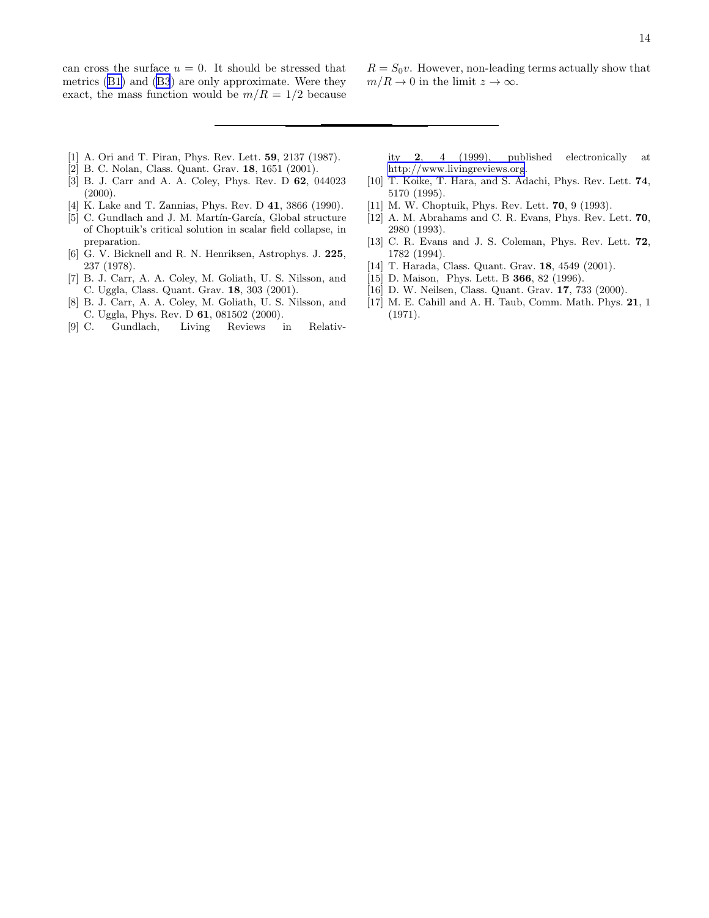can cross the surface $u = 0$. It should be stressed that metrics (B1) and (B3) are only approximate. Were they exact, the mass function would be $m/R = 1/2$ because $R = S_0 v$. However, non-leading terms actually show that $m/R \to 0$ in the limit $z \to \infty$.

---

[1] A. Ori and T. Piran, Phys. Rev. Lett. **59**, 2137 (1987).

[2] B. C. Nolan, Class. Quant. Grav. **18**, 1651 (2001).

[3] B. J. Carr and A. A. Coley, Phys. Rev. D **62**, 044023 (2000).

[4] K. Lake and T. Zannias, Phys. Rev. D **41**, 3866 (1990).

[5] C. Gundlach and J. M. Martín-García, Global structure of Choptuik's critical solution in scalar field collapse, in preparation.

[6] G. V. Bicknell and R. N. Henriksen, Astrophys. J. **225**, 237 (1978).

[7] B. J. Carr, A. A. Coley, M. Goliath, U. S. Nilsson, and C. Uggla, Class. Quant. Grav. **18**, 303 (2001).

[8] B. J. Carr, A. A. Coley, M. Goliath, U. S. Nilsson, and C. Uggla, Phys. Rev. D **61**, 081502 (2000).

[9] C. Gundlach, Living Reviews in Relativity **2**, 4 (1999), published electronically at http://www.livingreviews.org.

[10] T. Koike, T. Hara, and S. Adachi, Phys. Rev. Lett. **74**, 5170 (1995).

[11] M. W. Choptuik, Phys. Rev. Lett. **70**, 9 (1993).

[12] A. M. Abrahams and C. R. Evans, Phys. Rev. Lett. **70**, 2980 (1993).

[13] C. R. Evans and J. S. Coleman, Phys. Rev. Lett. **72**, 1782 (1994).

[14] T. Harada, Class. Quant. Grav. **18**, 4549 (2001).

[15] D. Maison, Phys. Lett. B **366**, 82 (1996).

[16] D. W. Neilsen, Class. Quant. Grav. **17**, 733 (2000).

[17] M. E. Cahill and A. H. Taub, Comm. Math. Phys. **21**, 1 (1971).